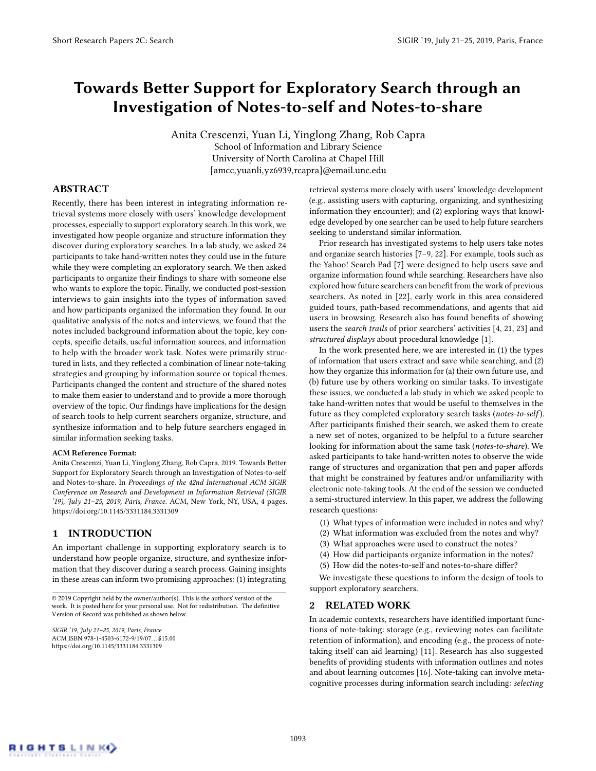# Towards Better Support for Exploratory Search through an Investigation of Notes-to-self and Notes-to-share

Anita Crescenzi, Yuan Li, Yinglong Zhang, Rob Capra
School of Information and Library Science
University of North Carolina at Chapel Hill
[amcc,yuanli,yz6939,rcapra]@email.unc.edu

## ABSTRACT

Recently, there has been interest in integrating information retrieval systems more closely with users' knowledge development processes, especially to support exploratory search. In this work, we investigated how people organize and structure information they discover during exploratory searches. In a lab study, we asked 24 participants to take hand-written notes they could use in the future while they were completing an exploratory search. We then asked participants to organize their findings to share with someone else who wants to explore the topic. Finally, we conducted post-session interviews to gain insights into the types of information saved and how participants organized the information they found. In our qualitative analysis of the notes and interviews, we found that the notes included background information about the topic, key concepts, specific details, useful information sources, and information to help with the broader work task. Notes were primarily structured in lists, and they reflected a combination of linear note-taking strategies and grouping by information source or topical themes. Participants changed the content and structure of the shared notes to make them easier to understand and to provide a more thorough overview of the topic. Our findings have implications for the design of search tools to help current searchers organize, structure, and synthesize information and to help future searchers engaged in similar information seeking tasks.

**ACM Reference Format:**
Anita Crescenzi, Yuan Li, Yinglong Zhang, Rob Capra. 2019. Towards Better Support for Exploratory Search through an Investigation of Notes-to-self and Notes-to-share. In *Proceedings of the 42nd International ACM SIGIR Conference on Research and Development in Information Retrieval (SIGIR '19), July 21–25, 2019, Paris, France.* ACM, New York, NY, USA, 4 pages. https://doi.org/10.1145/3331184.3331309

## 1 INTRODUCTION

An important challenge in supporting exploratory search is to understand how people organize, structure, and synthesize information that they discover during a search process. Gaining insights in these areas can inform two promising approaches: (1) integrating retrieval systems more closely with users' knowledge development (e.g., assisting users with capturing, organizing, and synthesizing information they encounter); and (2) exploring ways that knowledge developed by one searcher can be used to help future searchers seeking to understand similar information.

Prior research has investigated systems to help users take notes and organize search histories [7–9, 22]. For example, tools such as the Yahoo! Search Pad [7] were designed to help users save and organize information found while searching. Researchers have also explored how future searchers can benefit from the work of previous searchers. As noted in [22], early work in this area considered guided tours, path-based recommendations, and agents that aid users in browsing. Research also has found benefits of showing users the *search trails* of prior searchers' activities [4, 21, 23] and *structured displays* about procedural knowledge [1].

In the work presented here, we are interested in (1) the types of information that users extract and save while searching, and (2) how they organize this information for (a) their own future use, and (b) future use by others working on similar tasks. To investigate these issues, we conducted a lab study in which we asked people to take hand-written notes that would be useful to themselves in the future as they completed exploratory search tasks (*notes-to-self*). After participants finished their search, we asked them to create a new set of notes, organized to be helpful to a future searcher looking for information about the same task (*notes-to-share*). We asked participants to take hand-written notes to observe the wide range of structures and organization that pen and paper affords that might be constrained by features and/or unfamiliarity with electronic note-taking tools. At the end of the session we conducted a semi-structured interview. In this paper, we address the following research questions:

(1) What types of information were included in notes and why?
(2) What information was excluded from the notes and why?
(3) What approaches were used to construct the notes?
(4) How did participants organize information in the notes?
(5) How did the notes-to-self and notes-to-share differ?

We investigate these questions to inform the design of tools to support exploratory searchers.

## 2 RELATED WORK

In academic contexts, researchers have identified important functions of note-taking: storage (e.g., reviewing notes can facilitate retention of information), and encoding (e.g., the process of note-taking itself can aid learning) [11]. Research has also suggested benefits of providing students with information outlines and notes and about learning outcomes [16]. Note-taking can involve metacognitive processes during information search including: *selecting*

© 2019 Copyright held by the owner/author(s). This is the authors' version of the work. It is posted here for your personal use. Not for redistribution. The definitive Version of Record was published as shown below.

*SIGIR '19, July 21–25, 2019, Paris, France*
ACM ISBN 978-1-4503-6172-9/19/07…$15.00
https://doi.org/10.1145/3331184.3331309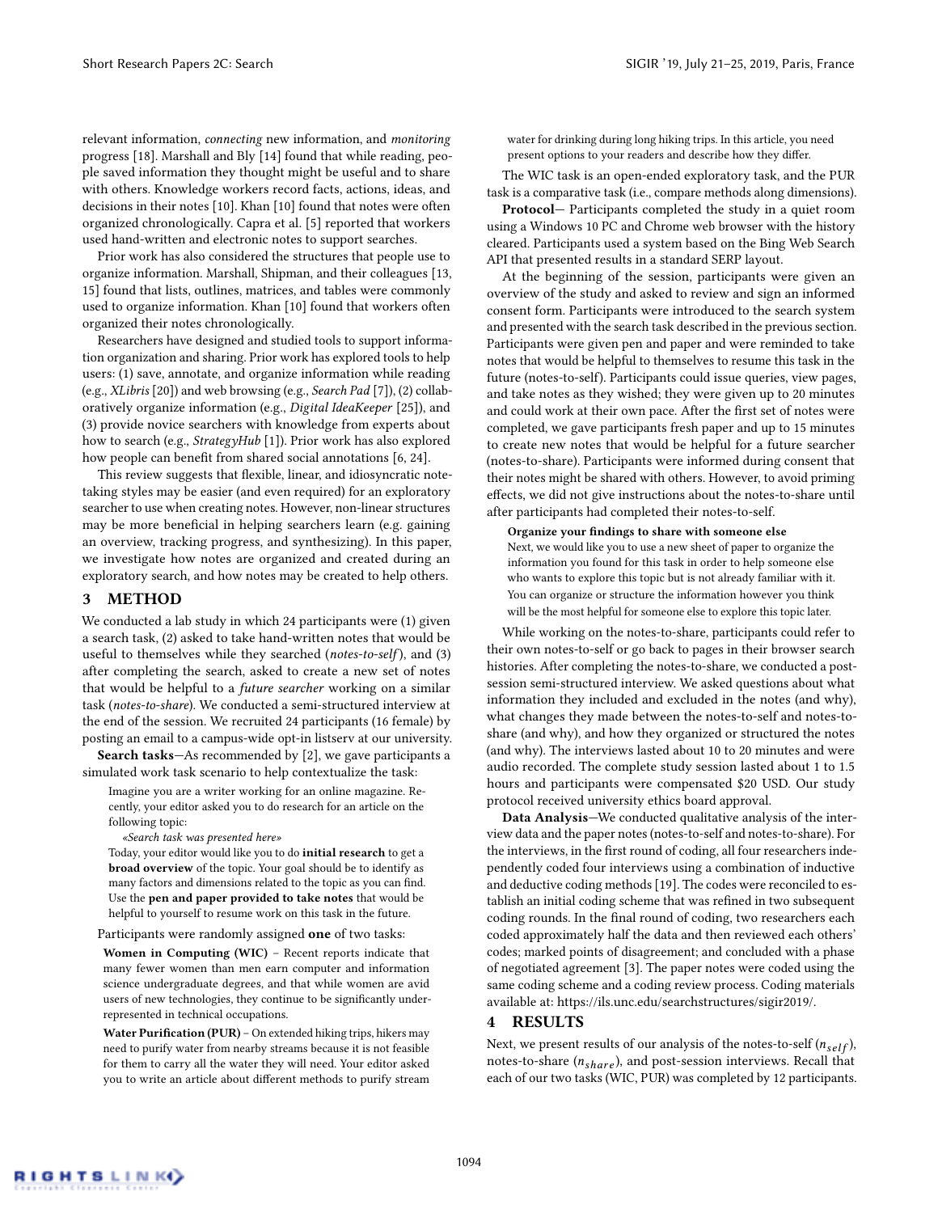relevant information, *connecting* new information, and *monitoring* progress [18]. Marshall and Bly [14] found that while reading, people saved information they thought might be useful and to share with others. Knowledge workers record facts, actions, ideas, and decisions in their notes [10]. Khan [10] found that notes were often organized chronologically. Capra et al. [5] reported that workers used hand-written and electronic notes to support searches.

Prior work has also considered the structures that people use to organize information. Marshall, Shipman, and their colleagues [13, 15] found that lists, outlines, matrices, and tables were commonly used to organize information. Khan [10] found that workers often organized their notes chronologically.

Researchers have designed and studied tools to support information organization and sharing. Prior work has explored tools to help users: (1) save, annotate, and organize information while reading (e.g., *XLibris* [20]) and web browsing (e.g., *Search Pad* [7]), (2) collaboratively organize information (e.g., *Digital IdeaKeeper* [25]), and (3) provide novice searchers with knowledge from experts about how to search (e.g., *StrategyHub* [1]). Prior work has also explored how people can benefit from shared social annotations [6, 24].

This review suggests that flexible, linear, and idiosyncratic note-taking styles may be easier (and even required) for an exploratory searcher to use when creating notes. However, non-linear structures may be more beneficial in helping searchers learn (e.g. gaining an overview, tracking progress, and synthesizing). In this paper, we investigate how notes are organized and created during an exploratory search, and how notes may be created to help others.

## 3 METHOD

We conducted a lab study in which 24 participants were (1) given a search task, (2) asked to take hand-written notes that would be useful to themselves while they searched (*notes-to-self*), and (3) after completing the search, asked to create a new set of notes that would be helpful to a *future searcher* working on a similar task (*notes-to-share*). We conducted a semi-structured interview at the end of the session. We recruited 24 participants (16 female) by posting an email to a campus-wide opt-in listserv at our university.

**Search tasks**—As recommended by [2], we gave participants a simulated work task scenario to help contextualize the task:

> Imagine you are a writer working for an online magazine. Recently, your editor asked you to do research for an article on the following topic:
>
> *«Search task was presented here»*
>
> Today, your editor would like you to do **initial research** to get a **broad overview** of the topic. Your goal should be to identify as many factors and dimensions related to the topic as you can find. Use the **pen and paper provided to take notes** that would be helpful to yourself to resume work on this task in the future.

Participants were randomly assigned **one** of two tasks:

> **Women in Computing (WIC)** – Recent reports indicate that many fewer women than men earn computer and information science undergraduate degrees, and that while women are avid users of new technologies, they continue to be significantly under-represented in technical occupations.
>
> **Water Purification (PUR)** – On extended hiking trips, hikers may need to purify water from nearby streams because it is not feasible for them to carry all the water they will need. Your editor asked you to write an article about different methods to purify stream water for drinking during long hiking trips. In this article, you need present options to your readers and describe how they differ.

The WIC task is an open-ended exploratory task, and the PUR task is a comparative task (i.e., compare methods along dimensions).

**Protocol**— Participants completed the study in a quiet room using a Windows 10 PC and Chrome web browser with the history cleared. Participants used a system based on the Bing Web Search API that presented results in a standard SERP layout.

At the beginning of the session, participants were given an overview of the study and asked to review and sign an informed consent form. Participants were introduced to the search system and presented with the search task described in the previous section. Participants were given pen and paper and were reminded to take notes that would be helpful to themselves to resume this task in the future (notes-to-self). Participants could issue queries, view pages, and take notes as they wished; they were given up to 20 minutes and could work at their own pace. After the first set of notes were completed, we gave participants fresh paper and up to 15 minutes to create new notes that would be helpful for a future searcher (notes-to-share). Participants were informed during consent that their notes might be shared with others. However, to avoid priming effects, we did not give instructions about the notes-to-share until after participants had completed their notes-to-self.

> **Organize your findings to share with someone else**
>
> Next, we would like you to use a new sheet of paper to organize the information you found for this task in order to help someone else who wants to explore this topic but is not already familiar with it. You can organize or structure the information however you think will be the most helpful for someone else to explore this topic later.

While working on the notes-to-share, participants could refer to their own notes-to-self or go back to pages in their browser search histories. After completing the notes-to-share, we conducted a post-session semi-structured interview. We asked questions about what information they included and excluded in the notes (and why), what changes they made between the notes-to-self and notes-to-share (and why), and how they organized or structured the notes (and why). The interviews lasted about 10 to 20 minutes and were audio recorded. The complete study session lasted about 1 to 1.5 hours and participants were compensated $20 USD. Our study protocol received university ethics board approval.

**Data Analysis**—We conducted qualitative analysis of the interview data and the paper notes (notes-to-self and notes-to-share). For the interviews, in the first round of coding, all four researchers independently coded four interviews using a combination of inductive and deductive coding methods [19]. The codes were reconciled to establish an initial coding scheme that was refined in two subsequent coding rounds. In the final round of coding, two researchers each coded approximately half the data and then reviewed each others' codes; marked points of disagreement; and concluded with a phase of negotiated agreement [3]. The paper notes were coded using the same coding scheme and a coding review process. Coding materials available at: https://ils.unc.edu/searchstructures/sigir2019/.

## 4 RESULTS

Next, we present results of our analysis of the notes-to-self ($n_{self}$), notes-to-share ($n_{share}$), and post-session interviews. Recall that each of our two tasks (WIC, PUR) was completed by 12 participants.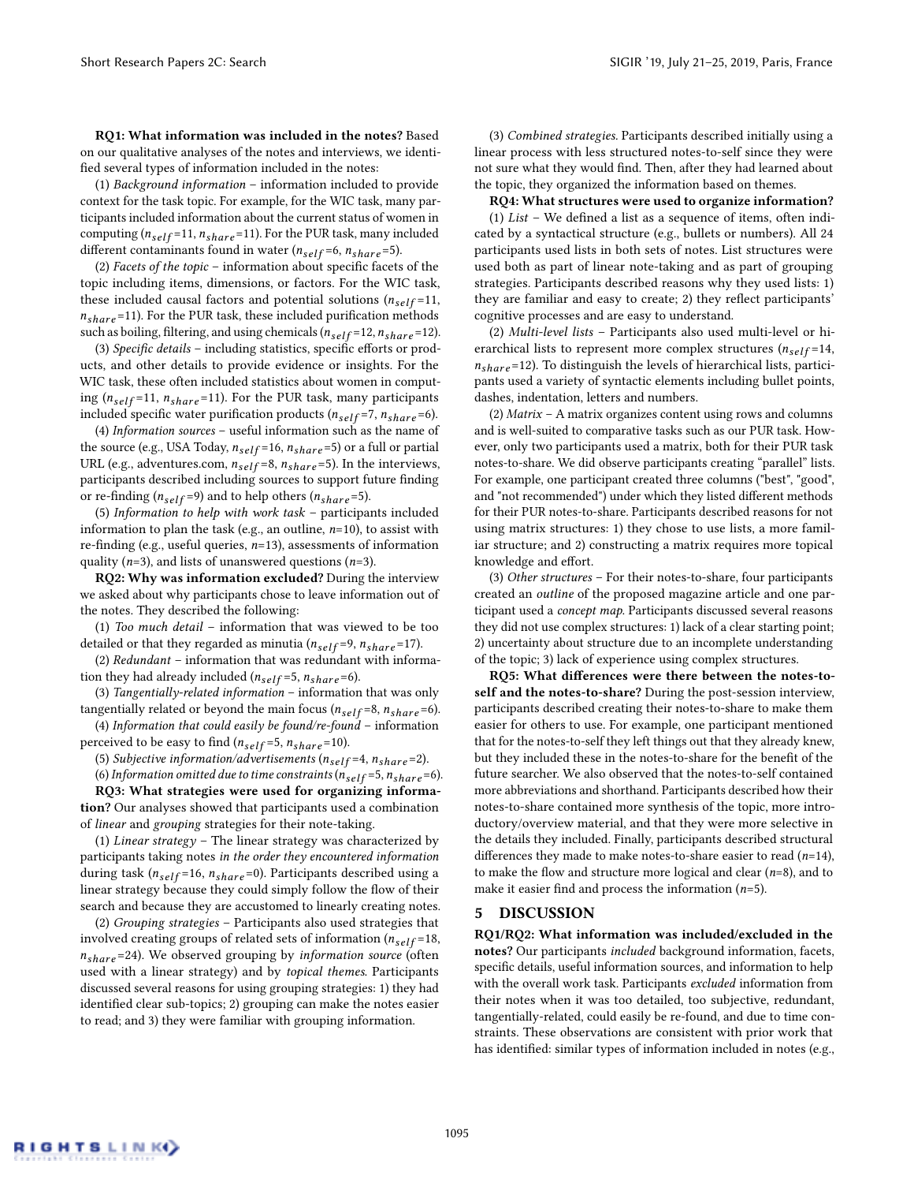**RQ1: What information was included in the notes?** Based on our qualitative analyses of the notes and interviews, we identified several types of information included in the notes:

(1) *Background information* – information included to provide context for the task topic. For example, for the WIC task, many participants included information about the current status of women in computing ($n_{self}$=11, $n_{share}$=11). For the PUR task, many included different contaminants found in water ($n_{self}$=6, $n_{share}$=5).

(2) *Facets of the topic* – information about specific facets of the topic including items, dimensions, or factors. For the WIC task, these included causal factors and potential solutions ($n_{self}$=11, $n_{share}$=11). For the PUR task, these included purification methods such as boiling, filtering, and using chemicals ($n_{self}$=12, $n_{share}$=12).

(3) *Specific details* – including statistics, specific efforts or products, and other details to provide evidence or insights. For the WIC task, these often included statistics about women in computing ($n_{self}$=11, $n_{share}$=11). For the PUR task, many participants included specific water purification products ($n_{self}$=7, $n_{share}$=6).

(4) *Information sources* – useful information such as the name of the source (e.g., USA Today, $n_{self}$=16, $n_{share}$=5) or a full or partial URL (e.g., adventures.com, $n_{self}$=8, $n_{share}$=5). In the interviews, participants described including sources to support future finding or re-finding ($n_{self}$=9) and to help others ($n_{share}$=5).

(5) *Information to help with work task* – participants included information to plan the task (e.g., an outline, $n$=10), to assist with re-finding (e.g., useful queries, $n$=13), assessments of information quality ($n$=3), and lists of unanswered questions ($n$=3).

**RQ2: Why was information excluded?** During the interview we asked about why participants chose to leave information out of the notes. They described the following:

(1) *Too much detail* – information that was viewed to be too detailed or that they regarded as minutia ($n_{self}$=9, $n_{share}$=17).

(2) *Redundant* – information that was redundant with information they had already included ($n_{self}$=5, $n_{share}$=6).

(3) *Tangentially-related information* – information that was only tangentially related or beyond the main focus ($n_{self}$=8, $n_{share}$=6).

(4) *Information that could easily be found/re-found* – information perceived to be easy to find ($n_{self}$=5, $n_{share}$=10).

(5) *Subjective information/advertisements* ($n_{self}$=4, $n_{share}$=2).

(6) *Information omitted due to time constraints* ($n_{self}$=5, $n_{share}$=6).

**RQ3: What strategies were used for organizing information?** Our analyses showed that participants used a combination of *linear* and *grouping* strategies for their note-taking.

(1) *Linear strategy* – The linear strategy was characterized by participants taking notes *in the order they encountered information* during task ($n_{self}$=16, $n_{share}$=0). Participants described using a linear strategy because they could simply follow the flow of their search and because they are accustomed to linearly creating notes.

(2) *Grouping strategies* – Participants also used strategies that involved creating groups of related sets of information ($n_{self}$=18, $n_{share}$=24). We observed grouping by *information source* (often used with a linear strategy) and by *topical themes*. Participants discussed several reasons for using grouping strategies: 1) they had identified clear sub-topics; 2) grouping can make the notes easier to read; and 3) they were familiar with grouping information.

(3) *Combined strategies*. Participants described initially using a linear process with less structured notes-to-self since they were not sure what they would find. Then, after they had learned about the topic, they organized the information based on themes.

**RQ4: What structures were used to organize information?**

(1) *List* – We defined a list as a sequence of items, often indicated by a syntactical structure (e.g., bullets or numbers). All 24 participants used lists in both sets of notes. List structures were used both as part of linear note-taking and as part of grouping strategies. Participants described reasons why they used lists: 1) they are familiar and easy to create; 2) they reflect participants' cognitive processes and are easy to understand.

(2) *Multi-level lists* – Participants also used multi-level or hierarchical lists to represent more complex structures ($n_{self}$=14, $n_{share}$=12). To distinguish the levels of hierarchical lists, participants used a variety of syntactic elements including bullet points, dashes, indentation, letters and numbers.

(2) *Matrix* – A matrix organizes content using rows and columns and is well-suited to comparative tasks such as our PUR task. However, only two participants used a matrix, both for their PUR task notes-to-share. We did observe participants creating "parallel" lists. For example, one participant created three columns ("best", "good", and "not recommended") under which they listed different methods for their PUR notes-to-share. Participants described reasons for not using matrix structures: 1) they chose to use lists, a more familiar structure; and 2) constructing a matrix requires more topical knowledge and effort.

(3) *Other structures* – For their notes-to-share, four participants created an *outline* of the proposed magazine article and one participant used a *concept map*. Participants discussed several reasons they did not use complex structures: 1) lack of a clear starting point; 2) uncertainty about structure due to an incomplete understanding of the topic; 3) lack of experience using complex structures.

**RQ5: What differences were there between the notes-to-self and the notes-to-share?** During the post-session interview, participants described creating their notes-to-share to make them easier for others to use. For example, one participant mentioned that for the notes-to-self they left things out that they already knew, but they included these in the notes-to-share for the benefit of the future searcher. We also observed that the notes-to-self contained more abbreviations and shorthand. Participants described how their notes-to-share contained more synthesis of the topic, more introductory/overview material, and that they were more selective in the details they included. Finally, participants described structural differences they made to make notes-to-share easier to read ($n$=14), to make the flow and structure more logical and clear ($n$=8), and to make it easier find and process the information ($n$=5).

## 5 DISCUSSION

**RQ1/RQ2: What information was included/excluded in the notes?** Our participants *included* background information, facets, specific details, useful information sources, and information to help with the overall work task. Participants *excluded* information from their notes when it was too detailed, too subjective, redundant, tangentially-related, could easily be re-found, and due to time constraints. These observations are consistent with prior work that has identified: similar types of information included in notes (e.g.,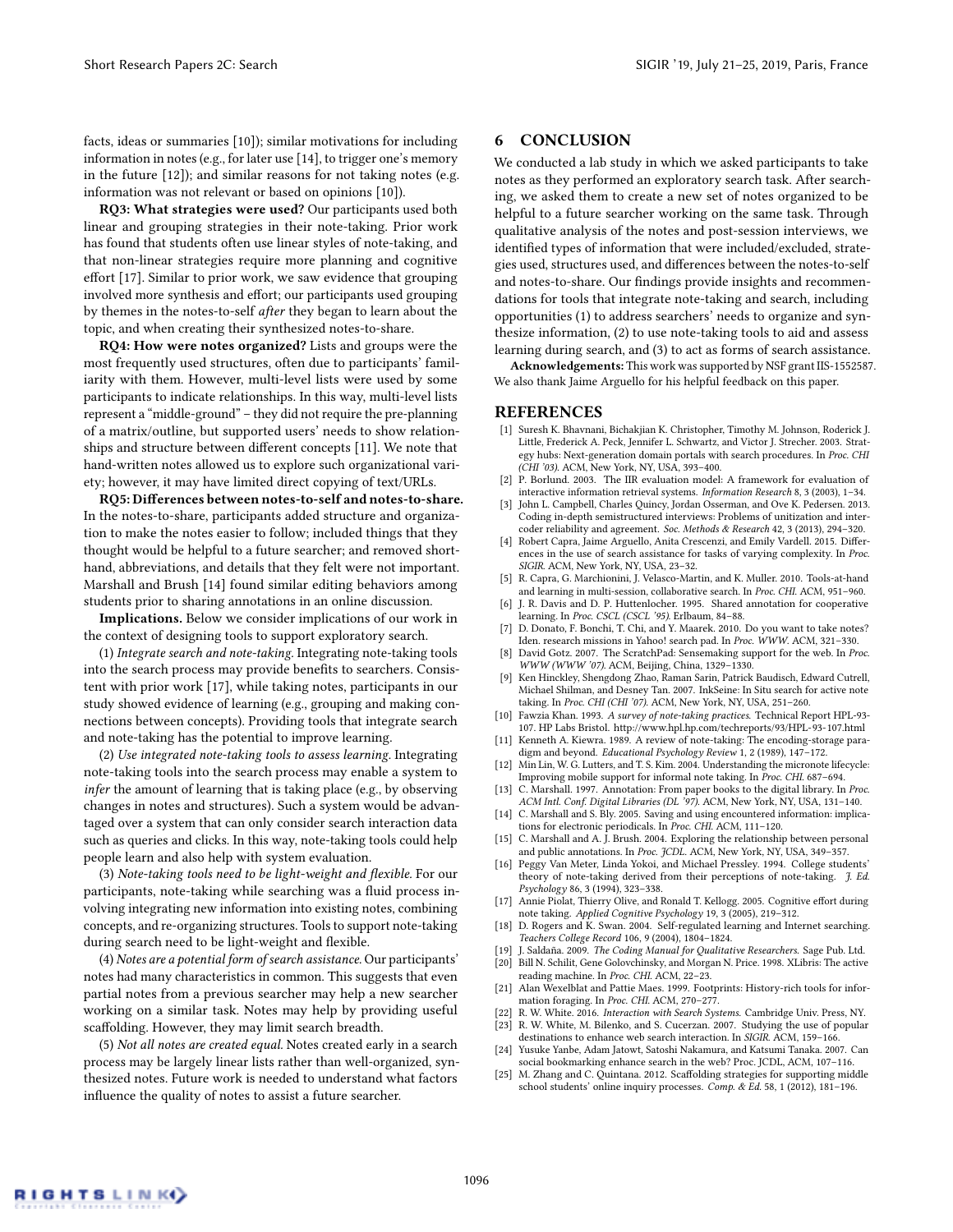facts, ideas or summaries [10]); similar motivations for including information in notes (e.g., for later use [14], to trigger one's memory in the future [12]); and similar reasons for not taking notes (e.g. information was not relevant or based on opinions [10]).

**RQ3: What strategies were used?** Our participants used both linear and grouping strategies in their note-taking. Prior work has found that students often use linear styles of note-taking, and that non-linear strategies require more planning and cognitive effort [17]. Similar to prior work, we saw evidence that grouping involved more synthesis and effort; our participants used grouping by themes in the notes-to-self *after* they began to learn about the topic, and when creating their synthesized notes-to-share.

**RQ4: How were notes organized?** Lists and groups were the most frequently used structures, often due to participants' familiarity with them. However, multi-level lists were used by some participants to indicate relationships. In this way, multi-level lists represent a "middle-ground" – they did not require the pre-planning of a matrix/outline, but supported users' needs to show relationships and structure between different concepts [11]. We note that hand-written notes allowed us to explore such organizational variety; however, it may have limited direct copying of text/URLs.

**RQ5: Differences between notes-to-self and notes-to-share.** In the notes-to-share, participants added structure and organization to make the notes easier to follow; included things that they thought would be helpful to a future searcher; and removed shorthand, abbreviations, and details that they felt were not important. Marshall and Brush [14] found similar editing behaviors among students prior to sharing annotations in an online discussion.

**Implications.** Below we consider implications of our work in the context of designing tools to support exploratory search.

(1) *Integrate search and note-taking.* Integrating note-taking tools into the search process may provide benefits to searchers. Consistent with prior work [17], while taking notes, participants in our study showed evidence of learning (e.g., grouping and making connections between concepts). Providing tools that integrate search and note-taking has the potential to improve learning.

(2) *Use integrated note-taking tools to assess learning.* Integrating note-taking tools into the search process may enable a system to *infer* the amount of learning that is taking place (e.g., by observing changes in notes and structures). Such a system would be advantaged over a system that can only consider search interaction data such as queries and clicks. In this way, note-taking tools could help people learn and also help with system evaluation.

(3) *Note-taking tools need to be light-weight and flexible.* For our participants, note-taking while searching was a fluid process involving integrating new information into existing notes, combining concepts, and re-organizing structures. Tools to support note-taking during search need to be light-weight and flexible.

(4) *Notes are a potential form of search assistance.* Our participants' notes had many characteristics in common. This suggests that even partial notes from a previous searcher may help a new searcher working on a similar task. Notes may help by providing useful scaffolding. However, they may limit search breadth.

(5) *Not all notes are created equal.* Notes created early in a search process may be largely linear lists rather than well-organized, synthesized notes. Future work is needed to understand what factors influence the quality of notes to assist a future searcher.

## 6 CONCLUSION

We conducted a lab study in which we asked participants to take notes as they performed an exploratory search task. After searching, we asked them to create a new set of notes organized to be helpful to a future searcher working on the same task. Through qualitative analysis of the notes and post-session interviews, we identified types of information that were included/excluded, strategies used, structures used, and differences between the notes-to-self and notes-to-share. Our findings provide insights and recommendations for tools that integrate note-taking and search, including opportunities (1) to address searchers' needs to organize and synthesize information, (2) to use note-taking tools to aid and assess learning during search, and (3) to act as forms of search assistance.

**Acknowledgements:** This work was supported by NSF grant IIS-1552587. We also thank Jaime Arguello for his helpful feedback on this paper.

## REFERENCES

- [1] Suresh K. Bhavnani, Bichakjian K. Christopher, Timothy M. Johnson, Roderick J. Little, Frederick A. Peck, Jennifer L. Schwartz, and Victor J. Strecher. 2003. Strategy hubs: Next-generation domain portals with search procedures. In *Proc. CHI (CHI '03)*. ACM, New York, NY, USA, 393–400.
- [2] P. Borlund. 2003. The IIR evaluation model: A framework for evaluation of interactive information retrieval systems. *Information Research* 8, 3 (2003), 1–34.
- [3] John L. Campbell, Charles Quincy, Jordan Osserman, and Ove K. Pedersen. 2013. Coding in-depth semistructured interviews: Problems of unitization and intercoder reliability and agreement. *Soc. Methods & Research* 42, 3 (2013), 294–320.
- [4] Robert Capra, Jaime Arguello, Anita Crescenzi, and Emily Vardell. 2015. Differences in the use of search assistance for tasks of varying complexity. In *Proc. SIGIR*. ACM, New York, NY, USA, 23–32.
- [5] R. Capra, G. Marchionini, J. Velasco-Martin, and K. Muller. 2010. Tools-at-hand and learning in multi-session, collaborative search. In *Proc. CHI*. ACM, 951–960.
- [6] J. R. Davis and D. P. Huttenlocher. 1995. Shared annotation for cooperative learning. In *Proc. CSCL (CSCL '95)*. Erlbaum, 84–88.
- [7] D. Donato, F. Bonchi, T. Chi, and Y. Maarek. 2010. Do you want to take notes? Iden. research missions in Yahoo! search pad. In *Proc. WWW*. ACM, 321–330.
- [8] David Gotz. 2007. The ScratchPad: Sensemaking support for the web. In *Proc. WWW (WWW '07)*. ACM, Beijing, China, 1329–1330.
- [9] Ken Hinckley, Shengdong Zhao, Raman Sarin, Patrick Baudisch, Edward Cutrell, Michael Shilman, and Desney Tan. 2007. InkSeine: In Situ search for active note taking. In *Proc. CHI (CHI '07)*. ACM, New York, NY, USA, 251–260.
- [10] Fawzia Khan. 1993. *A survey of note-taking practices.* Technical Report HPL-93-107. HP Labs Bristol. http://www.hpl.hp.com/techreports/93/HPL-93-107.html
- [11] Kenneth A. Kiewra. 1989. A review of note-taking: The encoding-storage paradigm and beyond. *Educational Psychology Review* 1, 2 (1989), 147–172.
- [12] Min Lin, W. G. Lutters, and T. S. Kim. 2004. Understanding the micronote lifecycle: Improving mobile support for informal note taking. In *Proc. CHI*. 687–694.
- [13] C. Marshall. 1997. Annotation: From paper books to the digital library. In *Proc. ACM Intl. Conf. Digital Libraries (DL '97)*. ACM, New York, NY, USA, 131–140.
- [14] C. Marshall and S. Bly. 2005. Saving and using encountered information: implications for electronic periodicals. In *Proc. CHI*. ACM, 111–120.
- [15] C. Marshall and A. J. Brush. 2004. Exploring the relationship between personal and public annotations. In *Proc. JCDL*. ACM, New York, NY, USA, 349–357.
- [16] Peggy Van Meter, Linda Yokoi, and Michael Pressley. 1994. College students' theory of note-taking derived from their perceptions of note-taking. *J. Ed. Psychology* 86, 3 (1994), 323–338.
- [17] Annie Piolat, Thierry Olive, and Ronald T. Kellogg. 2005. Cognitive effort during note taking. *Applied Cognitive Psychology* 19, 3 (2005), 219–312.
- [18] D. Rogers and K. Swan. 2004. Self-regulated learning and Internet searching. *Teachers College Record* 106, 9 (2004), 1804–1824.
- [19] J. Saldaña. 2009. *The Coding Manual for Qualitative Researchers.* Sage Pub. Ltd.
- [20] Bill N. Schilit, Gene Golovchinsky, and Morgan N. Price. 1998. XLibris: The active reading machine. In *Proc. CHI*. ACM, 22–23.
- [21] Alan Wexelblat and Pattie Maes. 1999. Footprints: History-rich tools for information foraging. In *Proc. CHI*. ACM, 270–277.
- [22] R. W. White. 2016. *Interaction with Search Systems.* Cambridge Univ. Press, NY.
- [23] R. W. White, M. Bilenko, and S. Cucerzan. 2007. Studying the use of popular destinations to enhance web search interaction. In *SIGIR*. ACM, 159–166.
- [24] Yusuke Yanbe, Adam Jatowt, Satoshi Nakamura, and Katsumi Tanaka. 2007. Can social bookmarking enhance search in the web? Proc. JCDL, ACM, 107–116.
- [25] M. Zhang and C. Quintana. 2012. Scaffolding strategies for supporting middle school students' online inquiry processes. *Comp. & Ed.* 58, 1 (2012), 181–196.